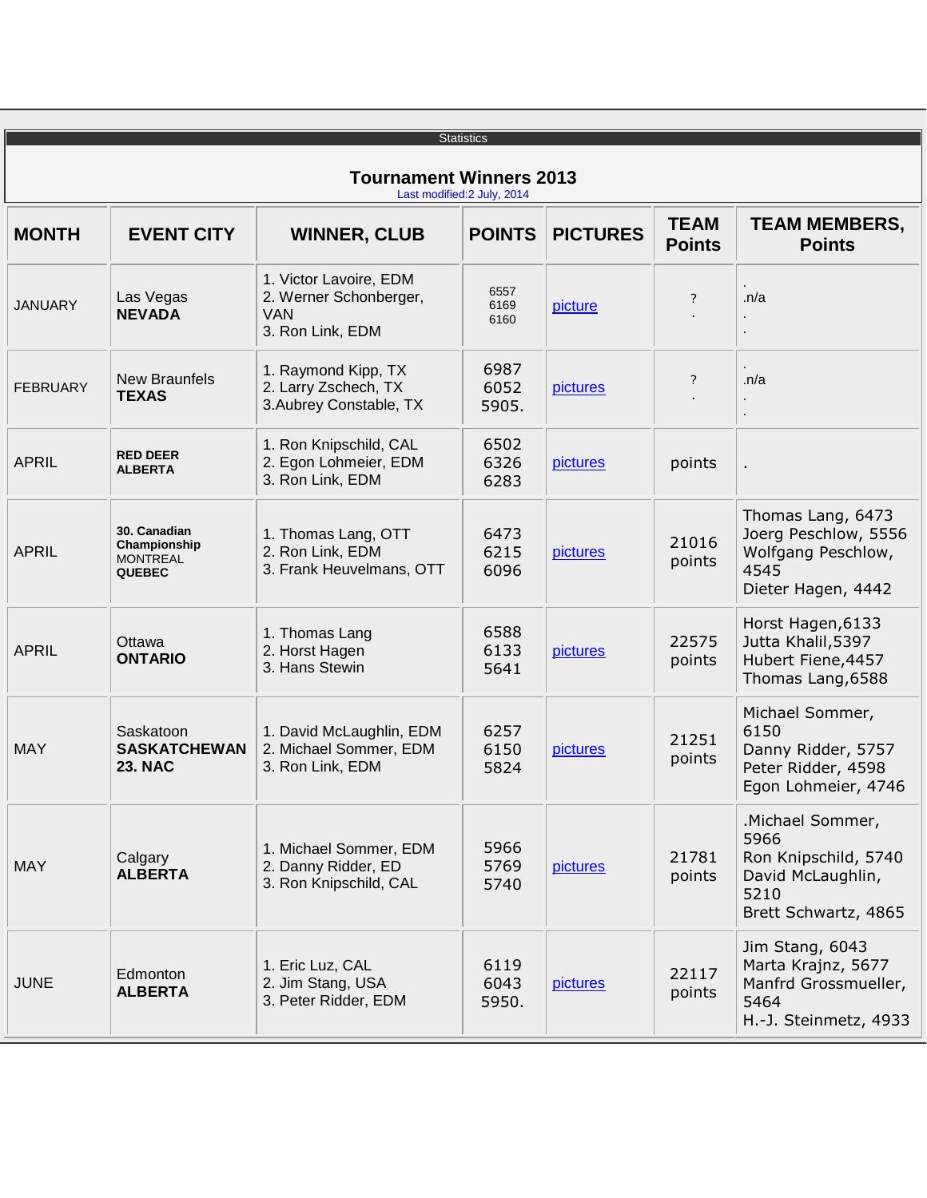Statistics

## Tournament Winners 2013

Last modified:2 July, 2014

| MONTH | EVENT CITY | WINNER, CLUB | POINTS | PICTURES | TEAM Points | TEAM MEMBERS, Points |
|---|---|---|---|---|---|---|
| JANUARY | Las Vegas **NEVADA** | 1. Victor Lavoire, EDM<br>2. Werner Schonberger, VAN<br>3. Ron Link, EDM | 6557<br>6169<br>6160 | picture | ?<br>. | .<br>.n/a<br>.<br>. |
| FEBRUARY | New Braunfels **TEXAS** | 1. Raymond Kipp, TX<br>2. Larry Zschech, TX<br>3.Aubrey Constable, TX | 6987<br>6052<br>5905. | pictures | ?<br>. | .<br>.n/a<br>.<br>. |
| APRIL | **RED DEER ALBERTA** | 1. Ron Knipschild, CAL<br>2. Egon Lohmeier, EDM<br>3. Ron Link, EDM | 6502<br>6326<br>6283 | pictures | points | . |
| APRIL | **30. Canadian Championship** MONTREAL **QUEBEC** | 1. Thomas Lang, OTT<br>2. Ron Link, EDM<br>3. Frank Heuvelmans, OTT | 6473<br>6215<br>6096 | pictures | 21016 points | Thomas Lang, 6473<br>Joerg Peschlow, 5556<br>Wolfgang Peschlow, 4545<br>Dieter Hagen, 4442 |
| APRIL | Ottawa **ONTARIO** | 1. Thomas Lang<br>2. Horst Hagen<br>3. Hans Stewin | 6588<br>6133<br>5641 | pictures | 22575 points | Horst Hagen,6133<br>Jutta Khalil,5397<br>Hubert Fiene,4457<br>Thomas Lang,6588 |
| MAY | Saskatoon **SASKATCHEWAN 23. NAC** | 1. David McLaughlin, EDM<br>2. Michael Sommer, EDM<br>3. Ron Link, EDM | 6257<br>6150<br>5824 | pictures | 21251 points | Michael Sommer, 6150<br>Danny Ridder, 5757<br>Peter Ridder, 4598<br>Egon Lohmeier, 4746 |
| MAY | Calgary **ALBERTA** | 1. Michael Sommer, EDM<br>2. Danny Ridder, ED<br>3. Ron Knipschild, CAL | 5966<br>5769<br>5740 | pictures | 21781 points | .Michael Sommer, 5966<br>Ron Knipschild, 5740<br>David McLaughlin, 5210<br>Brett Schwartz, 4865 |
| JUNE | Edmonton **ALBERTA** | 1. Eric Luz, CAL<br>2. Jim Stang, USA<br>3. Peter Ridder, EDM | 6119<br>6043<br>5950. | pictures | 22117 points | Jim Stang, 6043<br>Marta Krajnz, 5677<br>Manfrd Grossmueller, 5464<br>H.-J. Steinmetz, 4933 |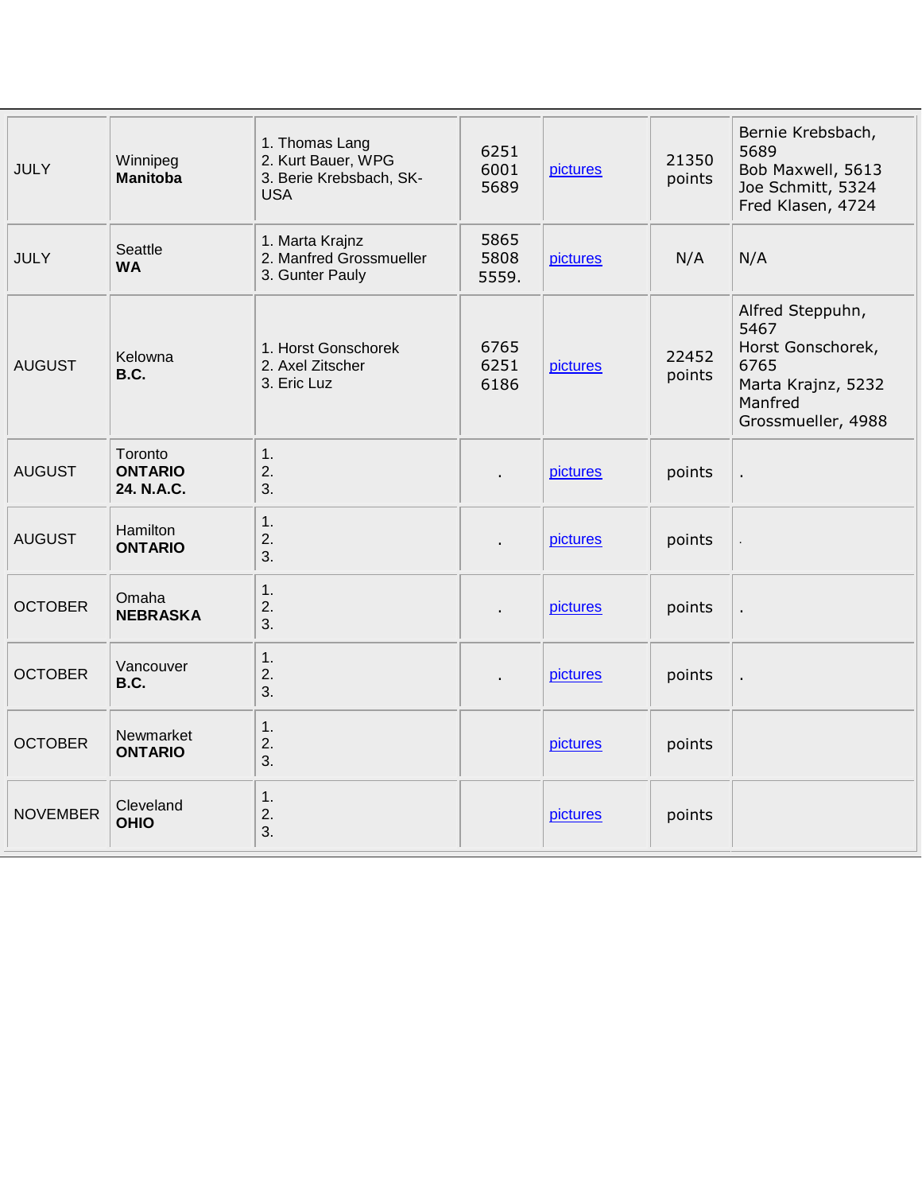| | | | | | | |
|---|---|---|---|---|---|---|
| JULY | Winnipeg **Manitoba** | 1. Thomas Lang<br>2. Kurt Bauer, WPG<br>3. Berie Krebsbach, SK-USA | 6251<br>6001<br>5689 | pictures | 21350 points | Bernie Krebsbach, 5689<br>Bob Maxwell, 5613<br>Joe Schmitt, 5324<br>Fred Klasen, 4724 |
| JULY | Seattle **WA** | 1. Marta Krajnz<br>2. Manfred Grossmueller<br>3. Gunter Pauly | 5865<br>5808<br>5559. | pictures | N/A | N/A |
| AUGUST | Kelowna **B.C.** | 1. Horst Gonschorek<br>2. Axel Zitscher<br>3. Eric Luz | 6765<br>6251<br>6186 | pictures | 22452 points | Alfred Steppuhn, 5467<br>Horst Gonschorek, 6765<br>Marta Krajnz, 5232<br>Manfred Grossmueller, 4988 |
| AUGUST | Toronto **ONTARIO** **24. N.A.C.** | 1.<br>2.<br>3. | . | pictures | points | . |
| AUGUST | Hamilton **ONTARIO** | 1.<br>2.<br>3. | . | pictures | points | . |
| OCTOBER | Omaha **NEBRASKA** | 1.<br>2.<br>3. | . | pictures | points | . |
| OCTOBER | Vancouver **B.C.** | 1.<br>2.<br>3. | . | pictures | points | . |
| OCTOBER | Newmarket **ONTARIO** | 1.<br>2.<br>3. | | pictures | points | |
| NOVEMBER | Cleveland **OHIO** | 1.<br>2.<br>3. | | pictures | points | |